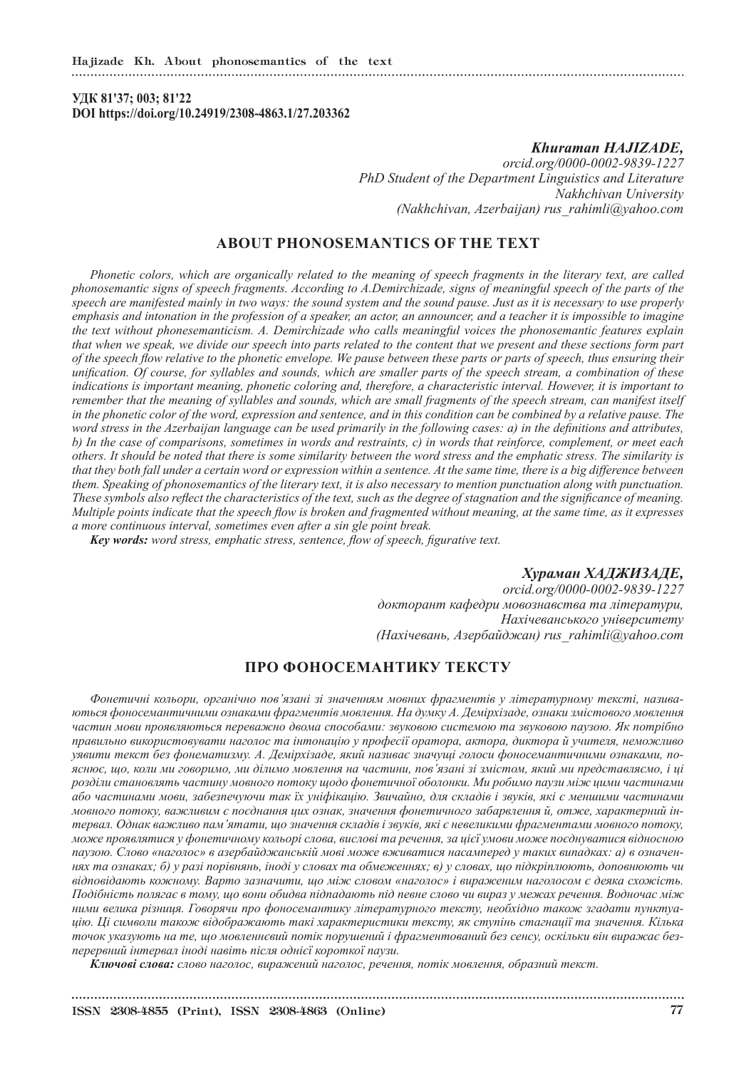**УДК 81'37; 003; 81'22**
**DOI https://doi.org/10.24919/2308-4863.1/27.203362**

***Khuraman HAJIZADE,***
*orcid.org/0000-0002-9839-1227*
*PhD Student of the Department Linguistics and Literature*
*Nakhchivan University*
*(Nakhchivan, Azerbaijan) rus_rahimli@yahoo.com*

## ABOUT PHONOSEMANTICS OF THE TEXT

*Phonetic colors, which are organically related to the meaning of speech fragments in the literary text, are called phonosemantic signs of speech fragments. According to A.Demirchizade, signs of meaningful speech of the parts of the speech are manifested mainly in two ways: the sound system and the sound pause. Just as it is necessary to use properly emphasis and intonation in the profession of a speaker, an actor, an announcer, and a teacher it is impossible to imagine the text without phonesemanticism. A. Demirchizade who calls meaningful voices the phonosemantic features explain that when we speak, we divide our speech into parts related to the content that we present and these sections form part of the speech flow relative to the phonetic envelope. We pause between these parts or parts of speech, thus ensuring their unification. Of course, for syllables and sounds, which are smaller parts of the speech stream, a combination of these indications is important meaning, phonetic coloring and, therefore, a characteristic interval. However, it is important to remember that the meaning of syllables and sounds, which are small fragments of the speech stream, can manifest itself in the phonetic color of the word, expression and sentence, and in this condition can be combined by a relative pause. The word stress in the Azerbaijan language can be used primarily in the following cases: a) in the definitions and attributes, b) In the case of comparisons, sometimes in words and restraints, c) in words that reinforce, complement, or meet each others. It should be noted that there is some similarity between the word stress and the emphatic stress. The similarity is that they both fall under a certain word or expression within a sentence. At the same time, there is a big difference between them. Speaking of phonosemantics of the literary text, it is also necessary to mention punctuation along with punctuation. These symbols also reflect the characteristics of the text, such as the degree of stagnation and the significance of meaning. Multiple points indicate that the speech flow is broken and fragmented without meaning, at the same time, as it expresses a more continuous interval, sometimes even after a sin gle point break.*

***Key words:*** *word stress, emphatic stress, sentence, flow of speech, figurative text.*

***Хураман ХАДЖИЗАДЕ,***
*orcid.org/0000-0002-9839-1227*
*докторант кафедри мовознавства та літератури,*
*Нахічеванського університету*
*(Нахічевань, Азербайджан) rus_rahimli@yahoo.com*

## ПРО ФОНОСЕМАНТИКУ ТЕКСТУ

*Фонетичні кольори, органічно пов'язані зі значенням мовних фрагментів у літературному тексті, називаються фоносемантичними ознаками фрагментів мовлення. На думку А. Деміхізаде, ознаки змістового мовлення частин мови проявляються переважно двома способами: звуковою системою та звуковою паузою. Як потрібно правильно використовувати наголос та інтонацію у професії оратора, актора, диктора й учителя, неможливо уявити текст без фонематизму. А. Деміхізаде, який називає значущі голоси фоносемантичними ознаками, пояснює, що, коли ми говоримо, ми ділимо мовлення на частини, пов'язані зі змістом, який ми представляємо, і ці розділи становлять частину мовного потоку щодо фонетичної оболонки. Ми робимо паузи між цими частинами або частинами мови, забезпечуючи так їх уніфікацію. Звичайно, для складів і звуків, які є меншими частинами мовного потоку, важливим є поєднання цих ознак, значення фонетичного забарвлення й, отже, характерний інтервал. Однак важливо пам'ятати, що значення складів і звуків, які є невеликими фрагментами мовного потоку, може проявлятися у фонетичному кольорі слова, вислові та речення, за цієї умови може поєднуватися відносною паузою. Слово «наголос» в азербайджанській мові може вживатися насамперед у таких випадках: а) в означеннях та ознаках; б) у разі порівнянь, іноді у словах та обмеженнях; в) у словах, що підкріплюють, доповнюють чи відповідають кожному. Варто зазначити, що між словом «наголос» і вираженим наголосом є деяка схожість. Подібність полягає в тому, що вони обидва підпадають під певне слово чи вираз у межах речення. Водночас між ними велика різниця. Говорячи про фоносемантику літературного тексту, необхідно також згадати пунктуацію. Ці символи також відображають такі характеристики тексту, як ступінь стагнації та значення. Кілька точок указують на те, що мовленнєвий потік порушений і фрагментований без сенсу, оскільки він виражає безперервний інтервал іноді навіть після однієї короткої паузи.*

***Ключові слова:*** *слово наголос, виражений наголос, речення, потік мовлення, образний текст.*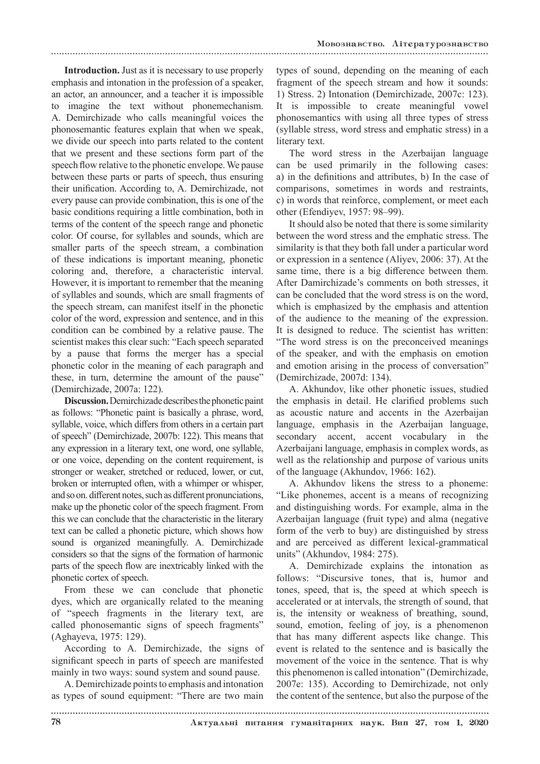**Introduction.** Just as it is necessary to use properly emphasis and intonation in the profession of a speaker, an actor, an announcer, and a teacher it is impossible to imagine the text without phonemechanism. A. Demirchizade who calls meaningful voices the phonosemantic features explain that when we speak, we divide our speech into parts related to the content that we present and these sections form part of the speech flow relative to the phonetic envelope. We pause between these parts or parts of speech, thus ensuring their unification. According to, A. Demirchizade, not every pause can provide combination, this is one of the basic conditions requiring a little combination, both in terms of the content of the speech range and phonetic color. Of course, for syllables and sounds, which are smaller parts of the speech stream, a combination of these indications is important meaning, phonetic coloring and, therefore, a characteristic interval. However, it is important to remember that the meaning of syllables and sounds, which are small fragments of the speech stream, can manifest itself in the phonetic color of the word, expression and sentence, and in this condition can be combined by a relative pause. The scientist makes this clear such: "Each speech separated by a pause that forms the merger has a special phonetic color in the meaning of each paragraph and these, in turn, determine the amount of the pause" (Demirchizade, 2007a: 122).

**Discussion.** Demirchizade describes the phonetic paint as follows: "Phonetic paint is basically a phrase, word, syllable, voice, which differs from others in a certain part of speech" (Demirchizade, 2007b: 122). This means that any expression in a literary text, one word, one syllable, or one voice, depending on the content requirement, is stronger or weaker, stretched or reduced, lower, or cut, broken or interrupted often, with a whimper or whisper, and so on. different notes, such as different pronunciations, make up the phonetic color of the speech fragment. From this we can conclude that the characteristic in the literary text can be called a phonetic picture, which shows how sound is organized meaningfully. A. Demirchizade considers so that the signs of the formation of harmonic parts of the speech flow are inextricably linked with the phonetic cortex of speech.

From these we can conclude that phonetic dyes, which are organically related to the meaning of "speech fragments in the literary text, are called phonosemantic signs of speech fragments" (Aghayeva, 1975: 129).

According to A. Demirchizade, the signs of significant speech in parts of speech are manifested mainly in two ways: sound system and sound pause.

A. Demirchizade points to emphasis and intonation as types of sound equipment: "There are two main types of sound, depending on the meaning of each fragment of the speech stream and how it sounds: 1) Stress. 2) Intonation (Demirchizade, 2007c: 123). It is impossible to create meaningful vowel phonosemantics with using all three types of stress (syllable stress, word stress and emphatic stress) in a literary text.

The word stress in the Azerbaijan language can be used primarily in the following cases: a) in the definitions and attributes, b) In the case of comparisons, sometimes in words and restraints, c) in words that reinforce, complement, or meet each other (Efendiyev, 1957: 98–99).

It should also be noted that there is some similarity between the word stress and the emphatic stress. The similarity is that they both fall under a particular word or expression in a sentence (Aliyev, 2006: 37). At the same time, there is a big difference between them. After Damirchizade's comments on both stresses, it can be concluded that the word stress is on the word, which is emphasized by the emphasis and attention of the audience to the meaning of the expression. It is designed to reduce. The scientist has written: "The word stress is on the preconceived meanings of the speaker, and with the emphasis on emotion and emotion arising in the process of conversation" (Demirchizade, 2007d: 134).

A. Akhundov, like other phonetic issues, studied the emphasis in detail. He clarified problems such as acoustic nature and accents in the Azerbaijan language, emphasis in the Azerbaijan language, secondary accent, accent vocabulary in the Azerbaijani language, emphasis in complex words, as well as the relationship and purpose of various units of the language (Akhundov, 1966: 162).

A. Akhundov likens the stress to a phoneme: "Like phonemes, accent is a means of recognizing and distinguishing words. For example, alma in the Azerbaijan language (fruit type) and alma (negative form of the verb to buy) are distinguished by stress and are perceived as different lexical-grammatical units" (Akhundov, 1984: 275).

A. Demirchizade explains the intonation as follows: "Discursive tones, that is, humor and tones, speed, that is, the speed at which speech is accelerated or at intervals, the strength of sound, that is, the intensity or weakness of breathing, sound, sound, emotion, feeling of joy, is a phenomenon that has many different aspects like change. This event is related to the sentence and is basically the movement of the voice in the sentence. That is why this phenomenon is called intonation" (Demirchizade, 2007e: 135). According to Demirchizade, not only the content of the sentence, but also the purpose of the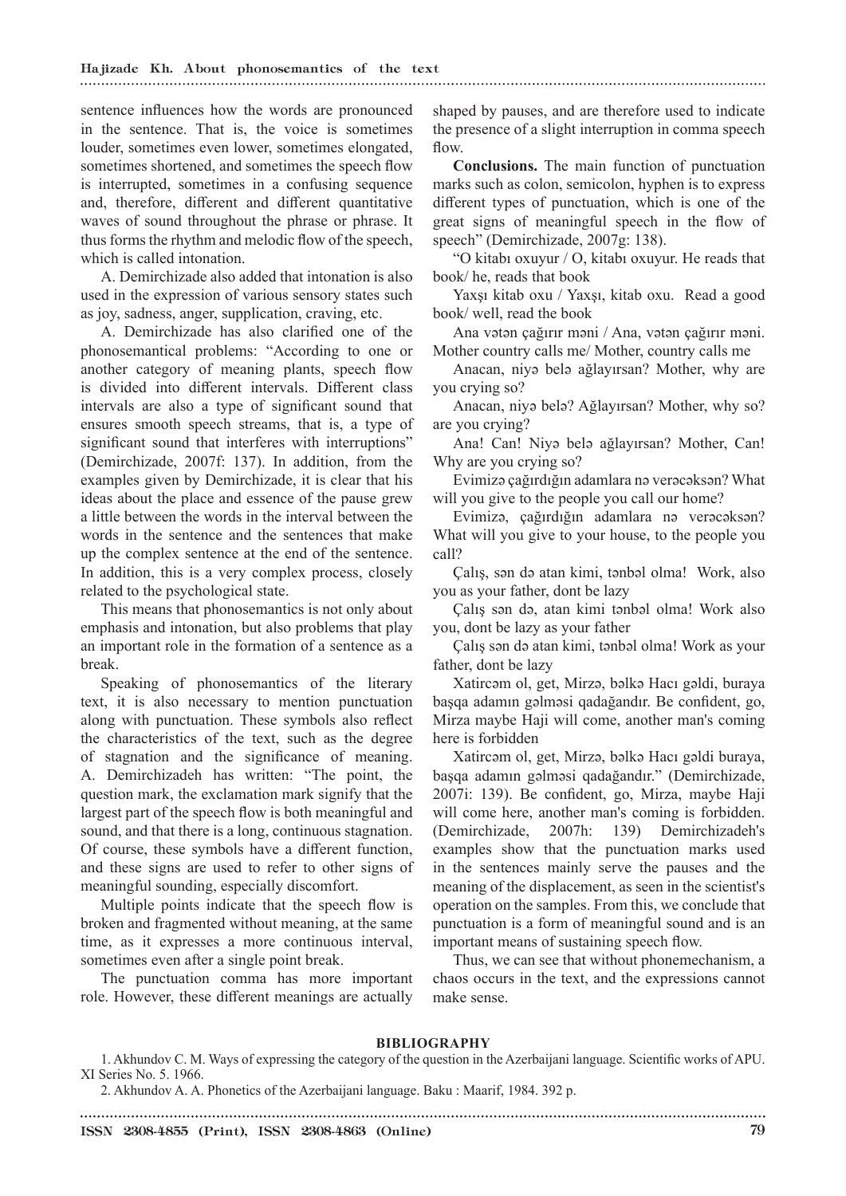sentence influences how the words are pronounced in the sentence. That is, the voice is sometimes louder, sometimes even lower, sometimes elongated, sometimes shortened, and sometimes the speech flow is interrupted, sometimes in a confusing sequence and, therefore, different and different quantitative waves of sound throughout the phrase or phrase. It thus forms the rhythm and melodic flow of the speech, which is called intonation.

A. Demirchizade also added that intonation is also used in the expression of various sensory states such as joy, sadness, anger, supplication, craving, etc.

A. Demirchizade has also clarified one of the phonosemantical problems: "According to one or another category of meaning plants, speech flow is divided into different intervals. Different class intervals are also a type of significant sound that ensures smooth speech streams, that is, a type of significant sound that interferes with interruptions" (Demirchizade, 2007f: 137). In addition, from the examples given by Demirchizade, it is clear that his ideas about the place and essence of the pause grew a little between the words in the interval between the words in the sentence and the sentences that make up the complex sentence at the end of the sentence. In addition, this is a very complex process, closely related to the psychological state.

This means that phonosemantics is not only about emphasis and intonation, but also problems that play an important role in the formation of a sentence as a break.

Speaking of phonosemantics of the literary text, it is also necessary to mention punctuation along with punctuation. These symbols also reflect the characteristics of the text, such as the degree of stagnation and the significance of meaning. A. Demirchizadeh has written: "The point, the question mark, the exclamation mark signify that the largest part of the speech flow is both meaningful and sound, and that there is a long, continuous stagnation. Of course, these symbols have a different function, and these signs are used to refer to other signs of meaningful sounding, especially discomfort.

Multiple points indicate that the speech flow is broken and fragmented without meaning, at the same time, as it expresses a more continuous interval, sometimes even after a single point break.

The punctuation comma has more important role. However, these different meanings are actually shaped by pauses, and are therefore used to indicate the presence of a slight interruption in comma speech flow.

**Conclusions.** The main function of punctuation marks such as colon, semicolon, hyphen is to express different types of punctuation, which is one of the great signs of meaningful speech in the flow of speech" (Demirchizade, 2007g: 138).

"O kitabı oxuyur / O, kitabı oxuyur. He reads that book/ he, reads that book

Yaxşı kitab oxu / Yaxşı, kitab oxu. Read a good book/ well, read the book

Ana vətən çağırır məni / Ana, vətən çağırır məni. Mother country calls me/ Mother, country calls me

Anacan, niyə belə ağlayırsan? Mother, why are you crying so?

Anacan, niyə belə? Ağlayırsan? Mother, why so? are you crying?

Ana! Can! Niyə belə ağlayırsan? Mother, Can! Why are you crying so?

Evimizə çağırdığın adamlara nə verəcəksən? What will you give to the people you call our home?

Evimizə, çağırdığın adamlara nə verəcəksən? What will you give to your house, to the people you call?

Çalış, sən də atan kimi, tənbəl olma! Work, also you as your father, dont be lazy

Çalış sən də, atan kimi tənbəl olma! Work also you, dont be lazy as your father

Çalış sən də atan kimi, tənbəl olma! Work as your father, dont be lazy

Xatircəm ol, get, Mirzə, bəlkə Hacı gəldi, buraya başqa adamın gəlməsi qadağandır. Be confident, go, Mirza maybe Haji will come, another man's coming here is forbidden

Xatircəm ol, get, Mirzə, bəlkə Hacı gəldi buraya, başqa adamın gəlməsi qadağandır." (Demirchizade, 2007i: 139). Be confident, go, Mirza, maybe Haji will come here, another man's coming is forbidden. (Demirchizade, 2007h: 139) Demirchizadeh's examples show that the punctuation marks used in the sentences mainly serve the pauses and the meaning of the displacement, as seen in the scientist's operation on the samples. From this, we conclude that punctuation is a form of meaningful sound and is an important means of sustaining speech flow.

Thus, we can see that without phonemechanism, a chaos occurs in the text, and the expressions cannot make sense.

## BIBLIOGRAPHY

1. Akhundov C. M. Ways of expressing the category of the question in the Azerbaijani language. Scientific works of APU. XI Series No. 5. 1966.
2. Akhundov A. A. Phonetics of the Azerbaijani language. Baku : Maarif, 1984. 392 p.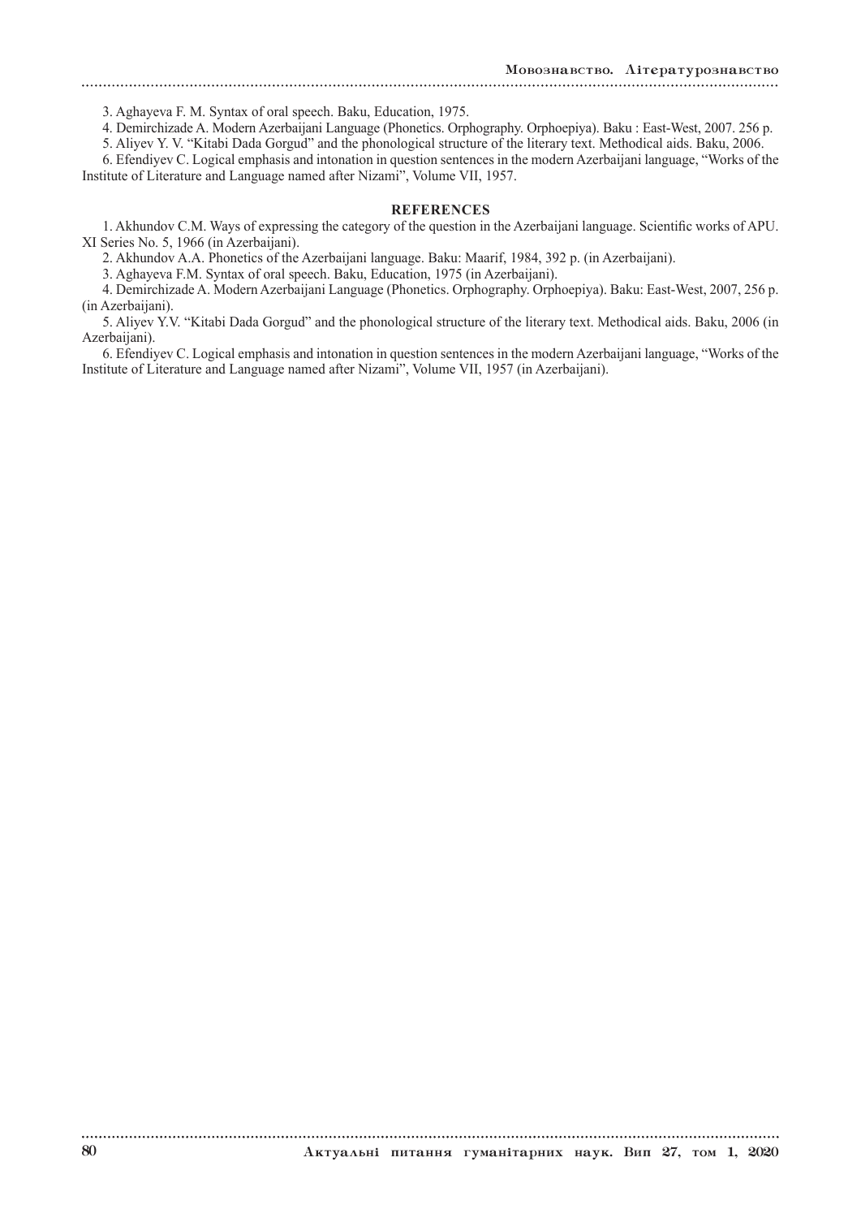3. Aghayeva F. M. Syntax of oral speech. Baku, Education, 1975.

4. Demirchizade A. Modern Azerbaijani Language (Phonetics. Orphography. Orphoepiya). Baku : East-West, 2007. 256 p.

5. Aliyev Y. V. "Kitabi Dada Gorgud" and the phonological structure of the literary text. Methodical aids. Baku, 2006.

6. Efendiyev C. Logical emphasis and intonation in question sentences in the modern Azerbaijani language, "Works of the Institute of Literature and Language named after Nizami", Volume VII, 1957.

**REFERENCES**

1. Akhundov C.M. Ways of expressing the category of the question in the Azerbaijani language. Scientific works of APU. XI Series No. 5, 1966 (in Azerbaijani).

2. Akhundov A.A. Phonetics of the Azerbaijani language. Baku: Maarif, 1984, 392 p. (in Azerbaijani).

3. Aghayeva F.M. Syntax of oral speech. Baku, Education, 1975 (in Azerbaijani).

4. Demirchizade A. Modern Azerbaijani Language (Phonetics. Orphography. Orphoepiya). Baku: East-West, 2007, 256 p. (in Azerbaijani).

5. Aliyev Y.V. "Kitabi Dada Gorgud" and the phonological structure of the literary text. Methodical aids. Baku, 2006 (in Azerbaijani).

6. Efendiyev C. Logical emphasis and intonation in question sentences in the modern Azerbaijani language, "Works of the Institute of Literature and Language named after Nizami", Volume VII, 1957 (in Azerbaijani).